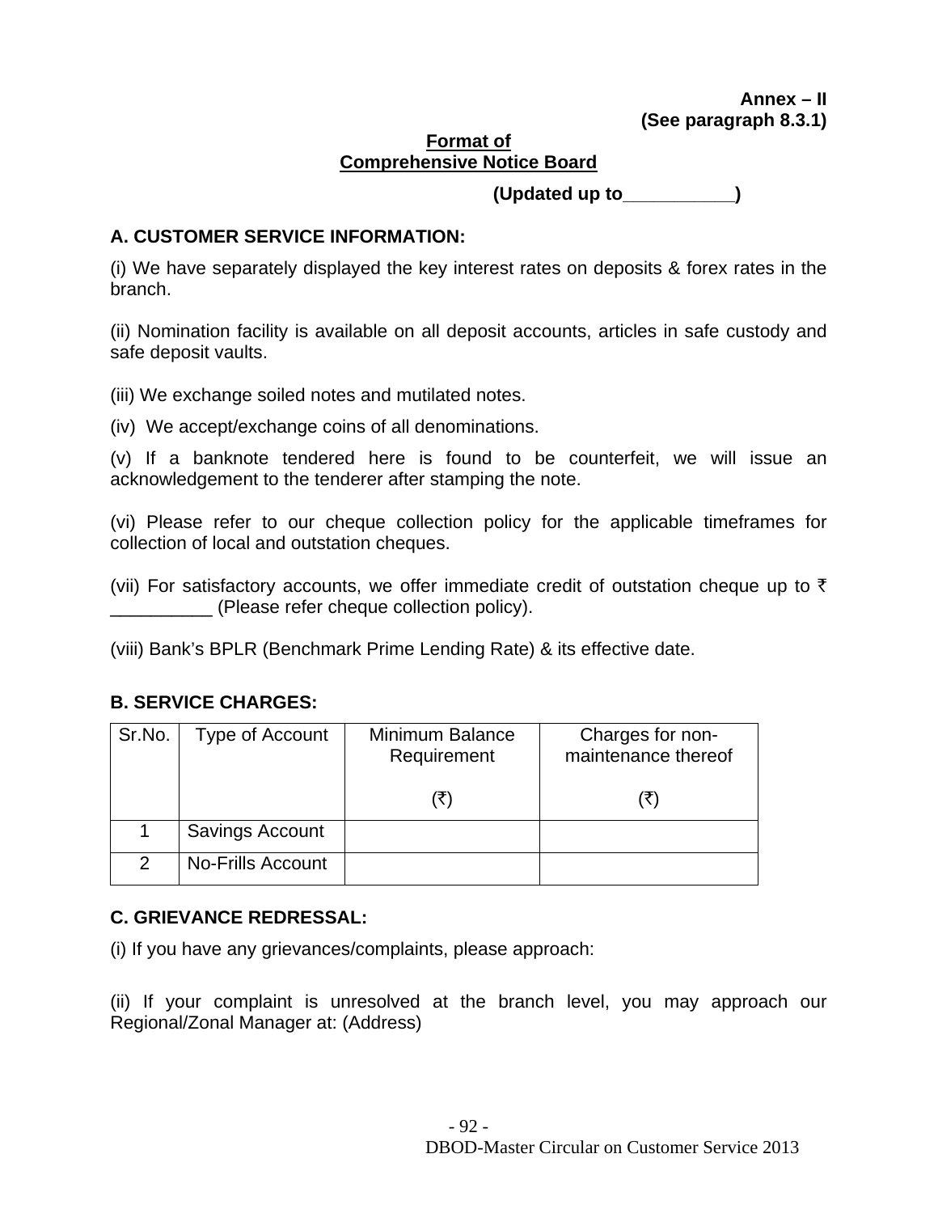**Annex – II**
**(See paragraph 8.3.1)**

## Format of Comprehensive Notice Board

**(Updated up to__________)**

### A. CUSTOMER SERVICE INFORMATION:

(i) We have separately displayed the key interest rates on deposits & forex rates in the branch.

(ii) Nomination facility is available on all deposit accounts, articles in safe custody and safe deposit vaults.

(iii) We exchange soiled notes and mutilated notes.

(iv) We accept/exchange coins of all denominations.

(v) If a banknote tendered here is found to be counterfeit, we will issue an acknowledgement to the tenderer after stamping the note.

(vi) Please refer to our cheque collection policy for the applicable timeframes for collection of local and outstation cheques.

(vii) For satisfactory accounts, we offer immediate credit of outstation cheque up to ₹ __________ (Please refer cheque collection policy).

(viii) Bank's BPLR (Benchmark Prime Lending Rate) & its effective date.

### B. SERVICE CHARGES:

| Sr.No. | Type of Account | Minimum Balance Requirement (₹) | Charges for non-maintenance thereof (₹) |
|---|---|---|---|
| 1 | Savings Account | | |
| 2 | No-Frills Account | | |

### C. GRIEVANCE REDRESSAL:

(i) If you have any grievances/complaints, please approach:

(ii) If your complaint is unresolved at the branch level, you may approach our Regional/Zonal Manager at: (Address)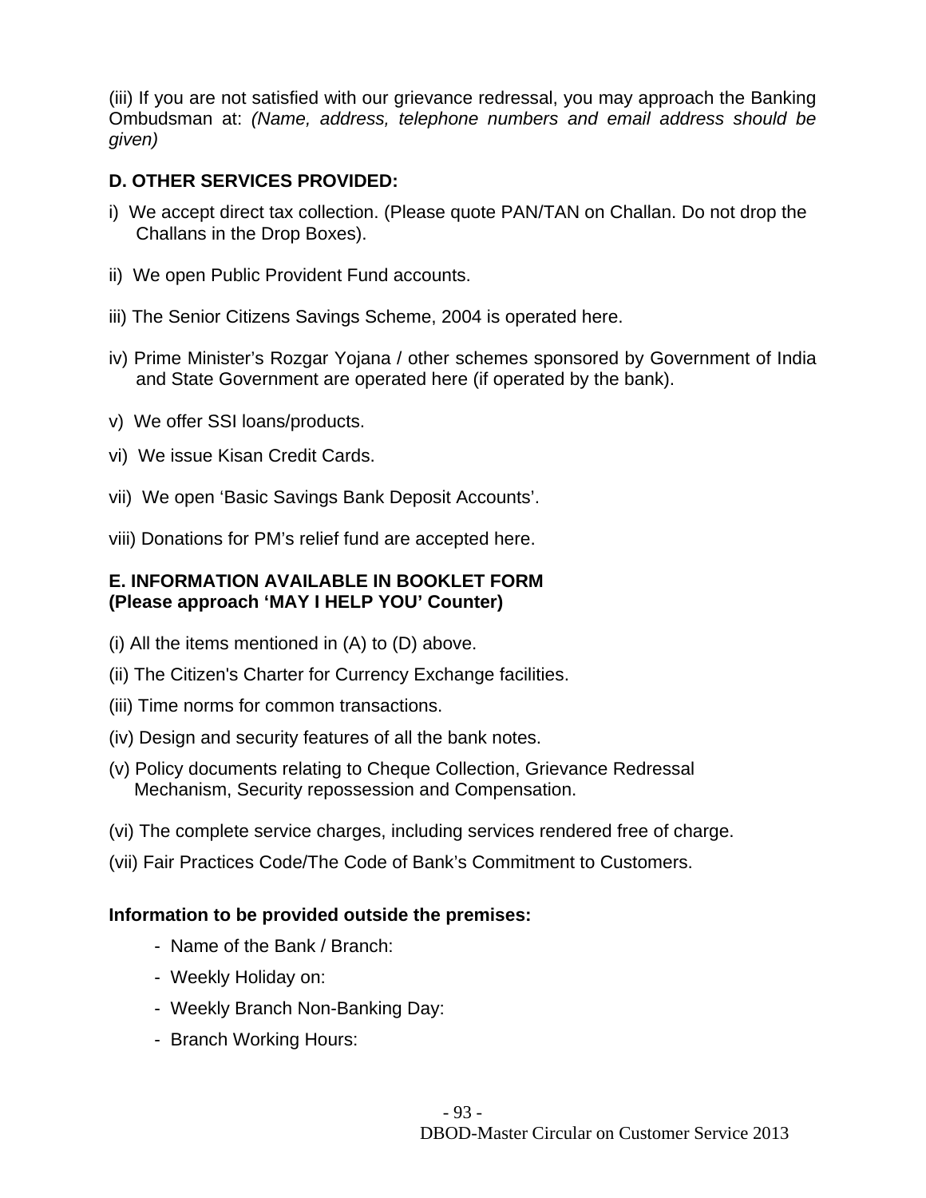(iii) If you are not satisfied with our grievance redressal, you may approach the Banking Ombudsman at: *(Name, address, telephone numbers and email address should be given)*

**D. OTHER SERVICES PROVIDED:**

i) We accept direct tax collection. (Please quote PAN/TAN on Challan. Do not drop the Challans in the Drop Boxes).

ii) We open Public Provident Fund accounts.

iii) The Senior Citizens Savings Scheme, 2004 is operated here.

iv) Prime Minister's Rozgar Yojana / other schemes sponsored by Government of India and State Government are operated here (if operated by the bank).

v) We offer SSI loans/products.

vi) We issue Kisan Credit Cards.

vii) We open 'Basic Savings Bank Deposit Accounts'.

viii) Donations for PM's relief fund are accepted here.

**E. INFORMATION AVAILABLE IN BOOKLET FORM**
**(Please approach 'MAY I HELP YOU' Counter)**

(i) All the items mentioned in (A) to (D) above.

(ii) The Citizen's Charter for Currency Exchange facilities.

(iii) Time norms for common transactions.

(iv) Design and security features of all the bank notes.

(v) Policy documents relating to Cheque Collection, Grievance Redressal Mechanism, Security repossession and Compensation.

(vi) The complete service charges, including services rendered free of charge.

(vii) Fair Practices Code/The Code of Bank's Commitment to Customers.

**Information to be provided outside the premises:**

- Name of the Bank / Branch:
- Weekly Holiday on:
- Weekly Branch Non-Banking Day:
- Branch Working Hours: